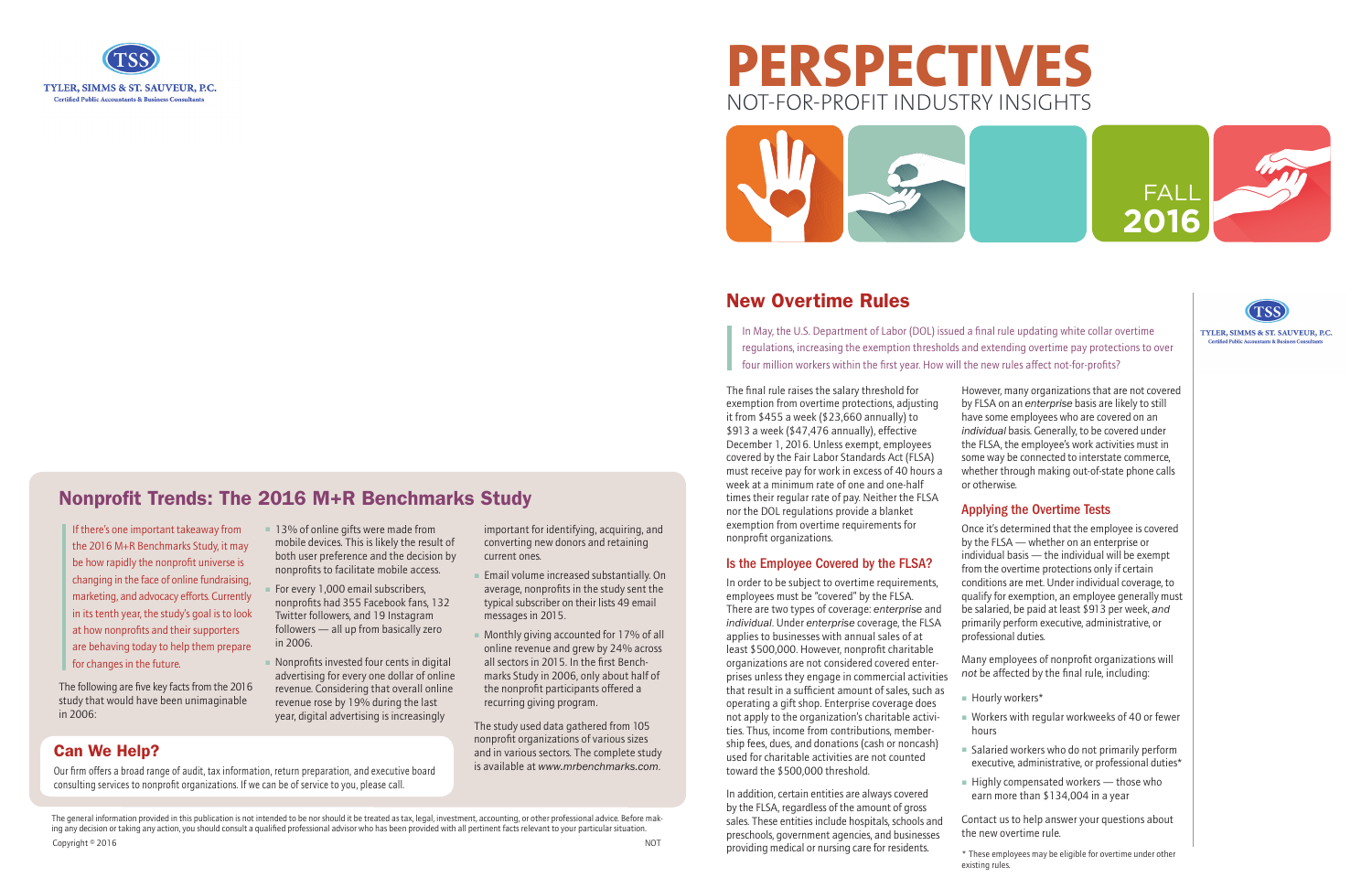TYLER, SIMMS & ST. SAUVEUR, P.C.
Certified Public Accountants & Business Consultants

# PERSPECTIVES

NOT-FOR-PROFIT INDUSTRY INSIGHTS

FALL 2016

## New Overtime Rules

In May, the U.S. Department of Labor (DOL) issued a final rule updating white collar overtime regulations, increasing the exemption thresholds and extending overtime pay protections to over four million workers within the first year. How will the new rules affect not-for-profits?

The final rule raises the salary threshold for exemption from overtime protections, adjusting it from $455 a week ($23,660 annually) to $913 a week ($47,476 annually), effective December 1, 2016. Unless exempt, employees covered by the Fair Labor Standards Act (FLSA) must receive pay for work in excess of 40 hours a week at a minimum rate of one and one-half times their regular rate of pay. Neither the FLSA nor the DOL regulations provide a blanket exemption from overtime requirements for nonprofit organizations.

### Is the Employee Covered by the FLSA?

In order to be subject to overtime requirements, employees must be "covered" by the FLSA. There are two types of coverage: *enterprise* and *individual*. Under *enterprise* coverage, the FLSA applies to businesses with annual sales of at least $500,000. However, nonprofit charitable organizations are not considered covered enterprises unless they engage in commercial activities that result in a sufficient amount of sales, such as operating a gift shop. Enterprise coverage does not apply to the organization's charitable activities. Thus, income from contributions, membership fees, dues, and donations (cash or noncash) used for charitable activities are not counted toward the $500,000 threshold.

In addition, certain entities are always covered by the FLSA, regardless of the amount of gross sales. These entities include hospitals, schools and preschools, government agencies, and businesses providing medical or nursing care for residents.

However, many organizations that are not covered by FLSA on an *enterprise* basis are likely to still have some employees who are covered on an *individual* basis. Generally, to be covered under the FLSA, the employee's work activities must in some way be connected to interstate commerce, whether through making out-of-state phone calls or otherwise.

### Applying the Overtime Tests

Once it's determined that the employee is covered by the FLSA — whether on an enterprise or individual basis — the individual will be exempt from the overtime protections only if certain conditions are met. Under individual coverage, to qualify for exemption, an employee generally must be salaried, be paid at least $913 per week, *and* primarily perform executive, administrative, or professional duties.

Many employees of nonprofit organizations will *not* be affected by the final rule, including:

- Hourly workers*
- Workers with regular workweeks of 40 or fewer hours
- Salaried workers who do not primarily perform executive, administrative, or professional duties*
- Highly compensated workers — those who earn more than $134,004 in a year

Contact us to help answer your questions about the new overtime rule.

\* These employees may be eligible for overtime under other existing rules.

## Nonprofit Trends: The 2016 M+R Benchmarks Study

If there's one important takeaway from the 2016 M+R Benchmarks Study, it may be how rapidly the nonprofit universe is changing in the face of online fundraising, marketing, and advocacy efforts. Currently in its tenth year, the study's goal is to look at how nonprofits and their supporters are behaving today to help them prepare for changes in the future.

The following are five key facts from the 2016 study that would have been unimaginable in 2006:

- 13% of online gifts were made from mobile devices. This is likely the result of both user preference and the decision by nonprofits to facilitate mobile access.
- For every 1,000 email subscribers, nonprofits had 355 Facebook fans, 132 Twitter followers, and 19 Instagram followers — all up from basically zero in 2006.
- Nonprofits invested four cents in digital advertising for every one dollar of online revenue. Considering that overall online revenue rose by 19% during the last year, digital advertising is increasingly important for identifying, acquiring, and converting new donors and retaining current ones.
- Email volume increased substantially. On average, nonprofits in the study sent the typical subscriber on their lists 49 email messages in 2015.
- Monthly giving accounted for 17% of all online revenue and grew by 24% across all sectors in 2015. In the first Benchmarks Study in 2006, only about half of the nonprofit participants offered a recurring giving program.

The study used data gathered from 105 nonprofit organizations of various sizes and in various sectors. The complete study is available at *www.mrbenchmarks.com*.

## Can We Help?

Our firm offers a broad range of audit, tax information, return preparation, and executive board consulting services to nonprofit organizations. If we can be of service to you, please call.

The general information provided in this publication is not intended to be nor should it be treated as tax, legal, investment, accounting, or other professional advice. Before making any decision or taking any action, you should consult a qualified professional advisor who has been provided with all pertinent facts relevant to your particular situation.

Copyright © 2016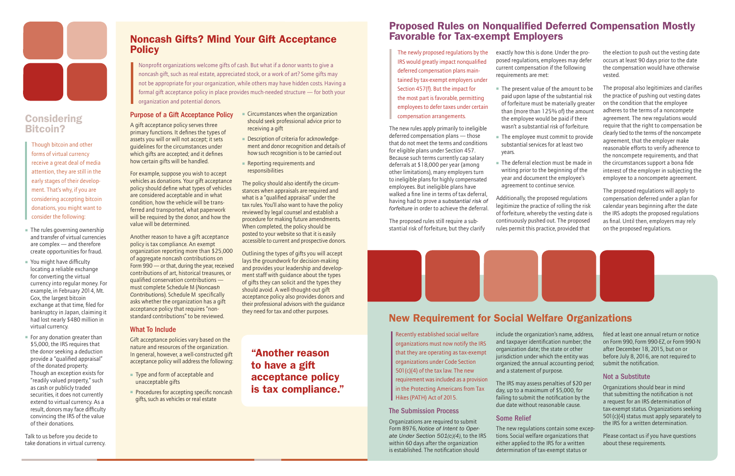## Considering Bitcoin?

Though bitcoin and other forms of virtual currency receive a great deal of media attention, they are still in the early stages of their development. That's why, if you are considering accepting bitcoin donations, you might want to consider the following:

- The rules governing ownership and transfer of virtual currencies are complex — and therefore create opportunities for fraud.
- You might have difficulty locating a reliable exchange for converting the virtual currency into regular money. For example, in February 2014, Mt. Gox, the largest bitcoin exchange at that time, filed for bankruptcy in Japan, claiming it had lost nearly $480 million in virtual currency.
- For any donation greater than $5,000, the IRS requires that the donor seeking a deduction provide a "qualified appraisal" of the donated property. Though an exception exists for "readily valued property," such as cash or publicly traded securities, it does not currently extend to virtual currency. As a result, donors may face difficulty convincing the IRS of the value of their donations.

Talk to us before you decide to take donations in virtual currency.

## Noncash Gifts? Mind Your Gift Acceptance Policy

Nonprofit organizations welcome gifts of cash. But what if a donor wants to give a noncash gift, such as real estate, appreciated stock, or a work of art? Some gifts may not be appropriate for your organization, while others may have hidden costs. Having a formal gift acceptance policy in place provides much-needed structure — for both your organization and potential donors.

### Purpose of a Gift Acceptance Policy

A gift acceptance policy serves three primary functions. It defines the types of assets you will or will not accept; it sets guidelines for the circumstances under which gifts are accepted; and it defines how certain gifts will be handled.

For example, suppose you wish to accept vehicles as donations. Your gift acceptance policy should define what types of vehicles are considered acceptable and in what condition, how the vehicle will be transferred and transported, what paperwork will be required by the donor, and how the value will be determined.

Another reason to have a gift acceptance policy is tax compliance. An exempt organization reporting more than $25,000 of aggregate noncash contributions on Form 990 — or that, during the year, received contributions of art, historical treasures, or qualified conservation contributions — must complete Schedule M (*Noncash Contributions*). Schedule M specifically asks whether the organization has a gift acceptance policy that requires "non-standard contributions" to be reviewed.

### What To Include

Gift acceptance policies vary based on the nature and resources of the organization. In general, however, a well-constructed gift acceptance policy will address the following:

- Type and form of acceptable and unacceptable gifts
- Procedures for accepting specific noncash gifts, such as vehicles or real estate
- Circumstances when the organization should seek professional advice prior to receiving a gift
- Description of criteria for acknowledgement and donor recognition and details of how such recognition is to be carried out
- Reporting requirements and responsibilities

The policy should also identify the circumstances when appraisals are required and what is a "qualified appraisal" under the tax rules. You'll also want to have the policy reviewed by legal counsel and establish a procedure for making future amendments. When completed, the policy should be posted to your website so that it is easily accessible to current and prospective donors.

Outlining the types of gifts you will accept lays the groundwork for decision-making and provides your leadership and development staff with guidance about the types of gifts they can solicit and the types they should avoid. A well-thought-out gift acceptance policy also provides donors and their professional advisors with the guidance they need for tax and other purposes.

**"Another reason to have a gift acceptance policy is tax compliance."**

## Proposed Rules on Nonqualified Deferred Compensation Mostly Favorable for Tax-exempt Employers

The newly proposed regulations by the IRS would greatly impact nonqualified deferred compensation plans maintained by tax-exempt employers under Section 457(f). But the impact for the most part is favorable, permitting employees to defer taxes under certain compensation arrangements.

The new rules apply primarily to ineligible deferred compensation plans — those that do not meet the terms and conditions for eligible plans under Section 457. Because such terms currently cap salary deferrals at $18,000 per year (among other limitations), many employers turn to ineligible plans for highly compensated employees. But ineligible plans have walked a fine line in terms of tax deferral, having had to prove a *substantial risk of forfeiture* in order to achieve the deferral.

The proposed rules still require a substantial risk of forfeiture, but they clarify exactly how this is done. Under the proposed regulations, employees may defer current compensation if the following requirements are met:

- The present value of the amount to be paid upon lapse of the substantial risk of forfeiture must be materially greater than (more than 125% of) the amount the employee would be paid if there wasn't a substantial risk of forfeiture.
- The employee must commit to provide substantial services for at least two years.
- The deferral election must be made in writing prior to the beginning of the year and document the employee's agreement to continue service.

Additionally, the proposed regulations legitimize the practice of rolling the risk of forfeiture, whereby the vesting date is continuously pushed out. The proposed rules permit this practice, provided that the election to push out the vesting date occurs at least 90 days prior to the date the compensation would have otherwise vested.

The proposal also legitimizes and clarifies the practice of pushing out vesting dates on the condition that the employee adheres to the terms of a noncompete agreement. The new regulations would require that the right to compensation be clearly tied to the terms of the noncompete agreement, that the employer make reasonable efforts to verify adherence to the noncompete requirements, and that the circumstances support a bona fide interest of the employer in subjecting the employee to a noncompete agreement.

The proposed regulations will apply to compensation deferred under a plan for calendar years beginning after the date the IRS adopts the proposed regulations as final. Until then, employers may rely on the proposed regulations.

## New Requirement for Social Welfare Organizations

Recently established social welfare organizations must now notify the IRS that they are operating as tax-exempt organizations under Code Section 501(c)(4) of the tax law. The new requirement was included as a provision in the Protecting Americans from Tax Hikes (PATH) Act of 2015.

### The Submission Process

Organizations are required to submit Form 8976, *Notice of Intent to Operate Under Section 501(c)(4)*, to the IRS within 60 days after the organization is established. The notification should include the organization's name, address, and taxpayer identification number; the organization date; the state or other jurisdiction under which the entity was organized; the annual accounting period; and a statement of purpose.

The IRS may assess penalties of $20 per day, up to a maximum of $5,000, for failing to submit the notification by the due date without reasonable cause.

### Some Relief

The new regulations contain some exceptions. Social welfare organizations that either applied to the IRS for a written determination of tax-exempt status or filed at least one annual return or notice on Form 990, Form 990-EZ, or Form 990-N after December 18, 2015, but on or before July 8, 2016, are not required to submit the notification.

### Not a Substitute

Organizations should bear in mind that submitting the notification is not a request for an IRS determination of tax-exempt status. Organizations seeking 501(c)(4) status must apply separately to the IRS for a written determination.

Please contact us if you have questions about these requirements.